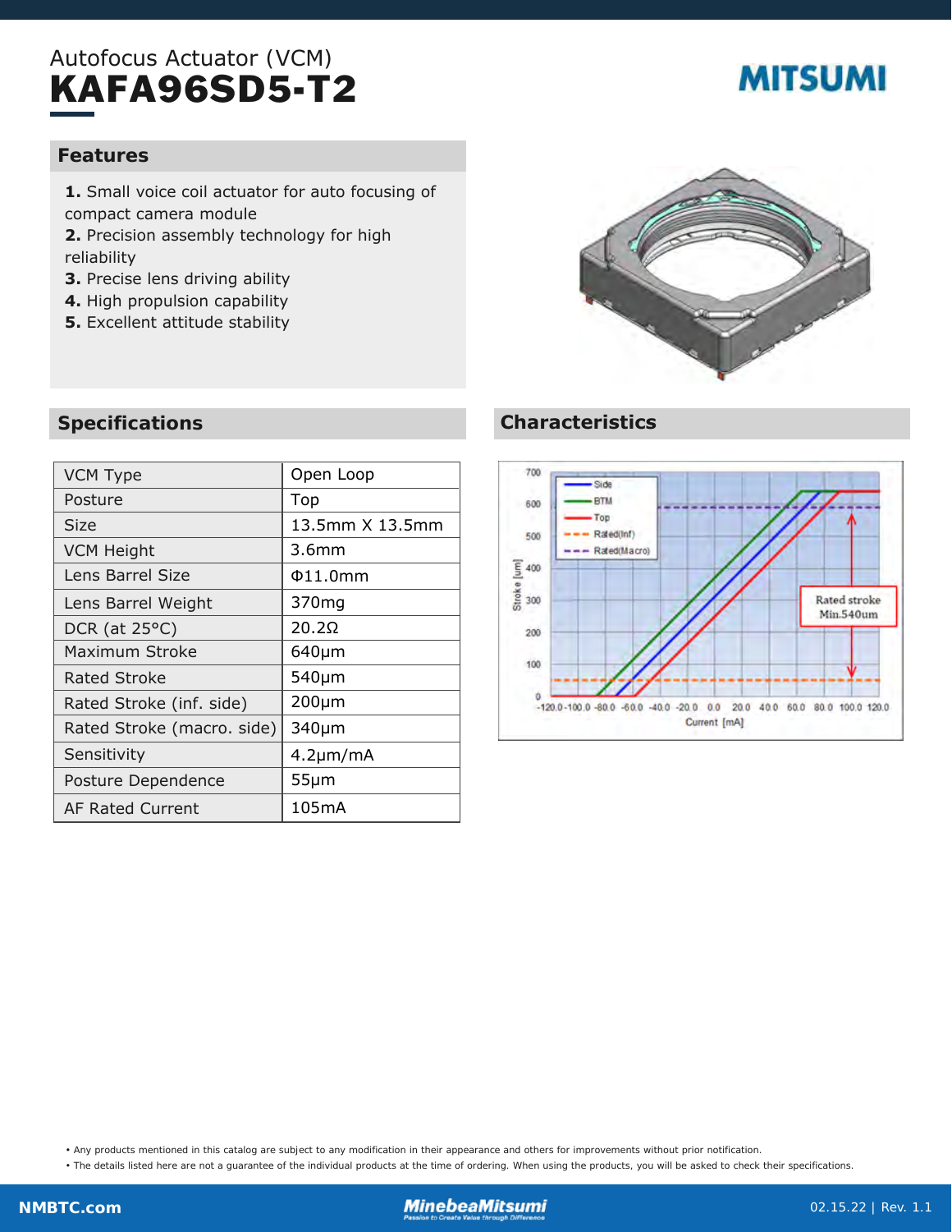# Autofocus Actuator (VCM)

# KAFA96SD5-T2

MITSUMI

## Features

1. Small voice coil actuator for auto focusing of compact camera module
2. Precision assembly technology for high reliability
3. Precise lens driving ability
4. High propulsion capability
5. Excellent attitude stability

## Specifications

| | |
|---|---|
| VCM Type | Open Loop |
| Posture | Top |
| Size | 13.5mm X 13.5mm |
| VCM Height | 3.6mm |
| Lens Barrel Size | Φ11.0mm |
| Lens Barrel Weight | 370mg |
| DCR (at 25°C) | 20.2Ω |
| Maximum Stroke | 640μm |
| Rated Stroke | 540μm |
| Rated Stroke (inf. side) | 200μm |
| Rated Stroke (macro. side) | 340μm |
| Sensitivity | 4.2μm/mA |
| Posture Dependence | 55μm |
| AF Rated Current | 105mA |

## Characteristics

- Any products mentioned in this catalog are subject to any modification in their appearance and others for improvements without prior notification.
- The details listed here are not a guarantee of the individual products at the time of ordering. When using the products, you will be asked to check their specifications.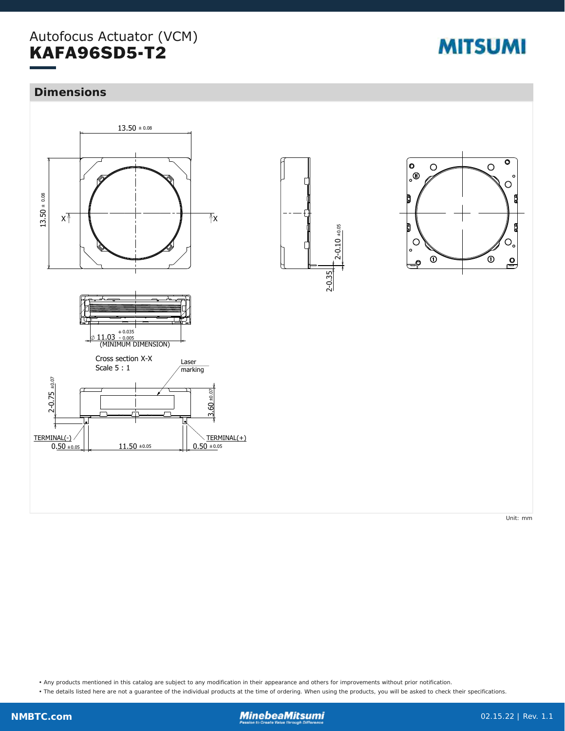# Autofocus Actuator (VCM)
# KAFA96SD5-T2

## Dimensions

13.50 ± 0.08

13.50 ± 0.08

X X

2-0.10 ±0.05

2-0.35

∅ 11.03 +0.035 -0.005
(MINIMUM DIMENSION)

Cross section X-X
Scale 5 : 1

Laser marking

2-0.75 ±0.07

3.60 ±0.07

TERMINAL(-)

TERMINAL(+)

0.50 ±0.05

11.50 ±0.05

0.50 ±0.05

Unit: mm

- Any products mentioned in this catalog are subject to any modification in their appearance and others for improvements without prior notification.
- The details listed here are not a guarantee of the individual products at the time of ordering. When using the products, you will be asked to check their specifications.

NMBTC.com

02.15.22 | Rev. 1.1